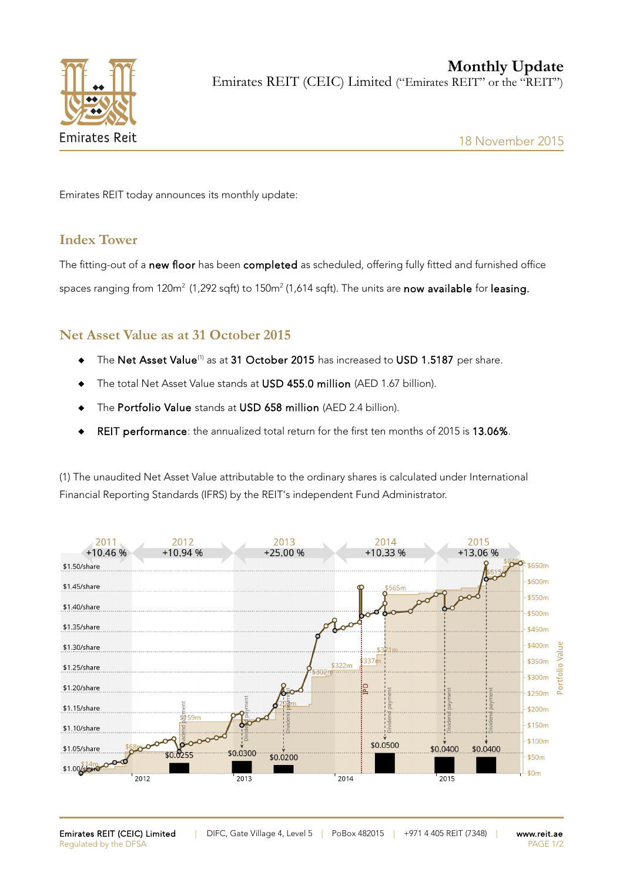# Monthly Update

Emirates REIT (CEIC) Limited ("Emirates REIT" or the "REIT")

18 November 2015

Emirates REIT today announces its monthly update:

## Index Tower

The fitting-out of a **new floor** has been **completed** as scheduled, offering fully fitted and furnished office spaces ranging from 120m² (1,292 sqft) to 150m² (1,614 sqft). The units are **now available** for **leasing.**

## Net Asset Value as at 31 October 2015

- The **Net Asset Value**[1] as at **31 October 2015** has increased to **USD 1.5187** per share.
- The total Net Asset Value stands at **USD 455.0 million** (AED 1.67 billion).
- The **Portfolio Value** stands at **USD 658 million** (AED 2.4 billion).
- **REIT performance**: the annualized total return for the first ten months of 2015 is **13.06%**.

(1) The unaudited Net Asset Value attributable to the ordinary shares is calculated under International Financial Reporting Standards (IFRS) by the REIT's independent Fund Administrator.

Emirates REIT (CEIC) Limited | DIFC, Gate Village 4, Level 5 | PoBox 482015 | +971 4 405 REIT (7348) | www.reit.ae

Regulated by the DFSA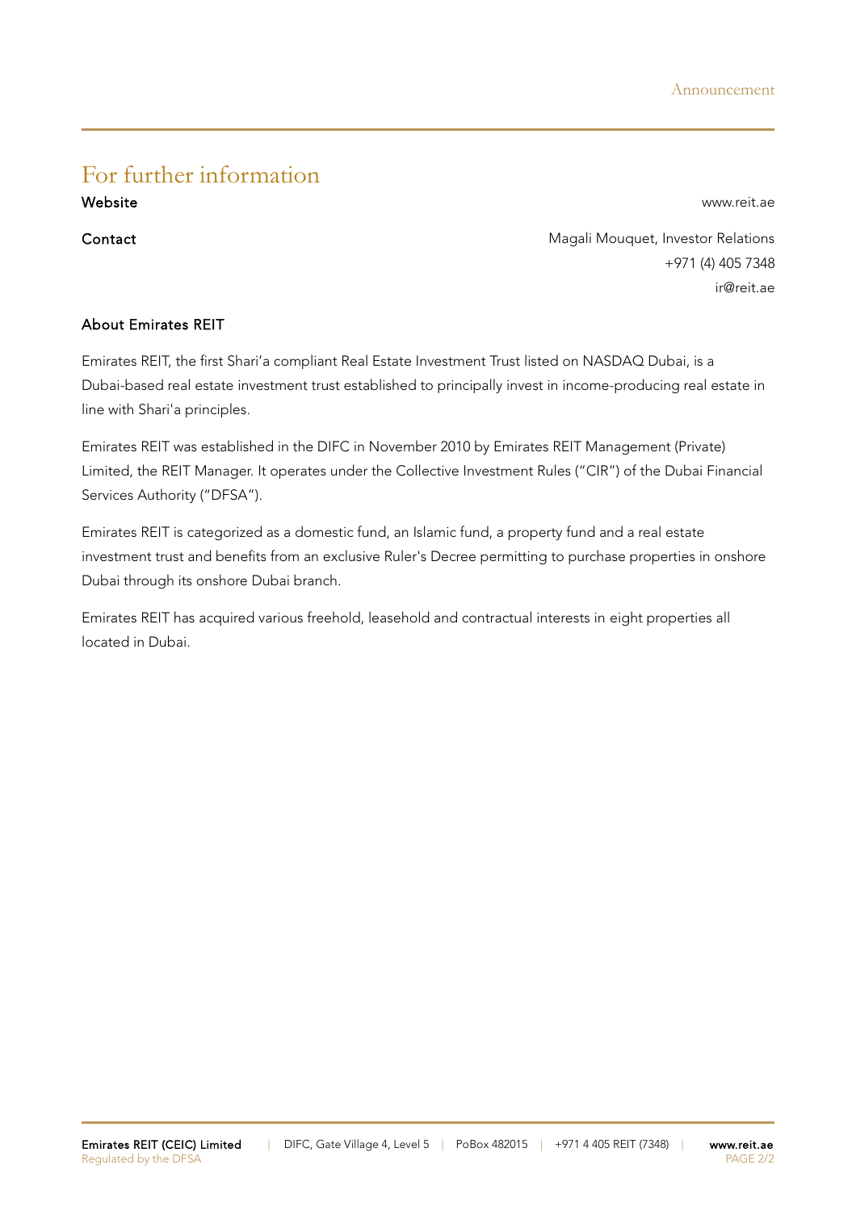## For further information

| | |
|---|---|
| **Website** | www.reit.ae |
| **Contact** | Magali Mouquet, Investor Relations<br>+971 (4) 405 7348<br>ir@reit.ae |

### About Emirates REIT

Emirates REIT, the first Shari'a compliant Real Estate Investment Trust listed on NASDAQ Dubai, is a Dubai-based real estate investment trust established to principally invest in income-producing real estate in line with Shari'a principles.

Emirates REIT was established in the DIFC in November 2010 by Emirates REIT Management (Private) Limited, the REIT Manager. It operates under the Collective Investment Rules ("CIR") of the Dubai Financial Services Authority ("DFSA").

Emirates REIT is categorized as a domestic fund, an Islamic fund, a property fund and a real estate investment trust and benefits from an exclusive Ruler's Decree permitting to purchase properties in onshore Dubai through its onshore Dubai branch.

Emirates REIT has acquired various freehold, leasehold and contractual interests in eight properties all located in Dubai.